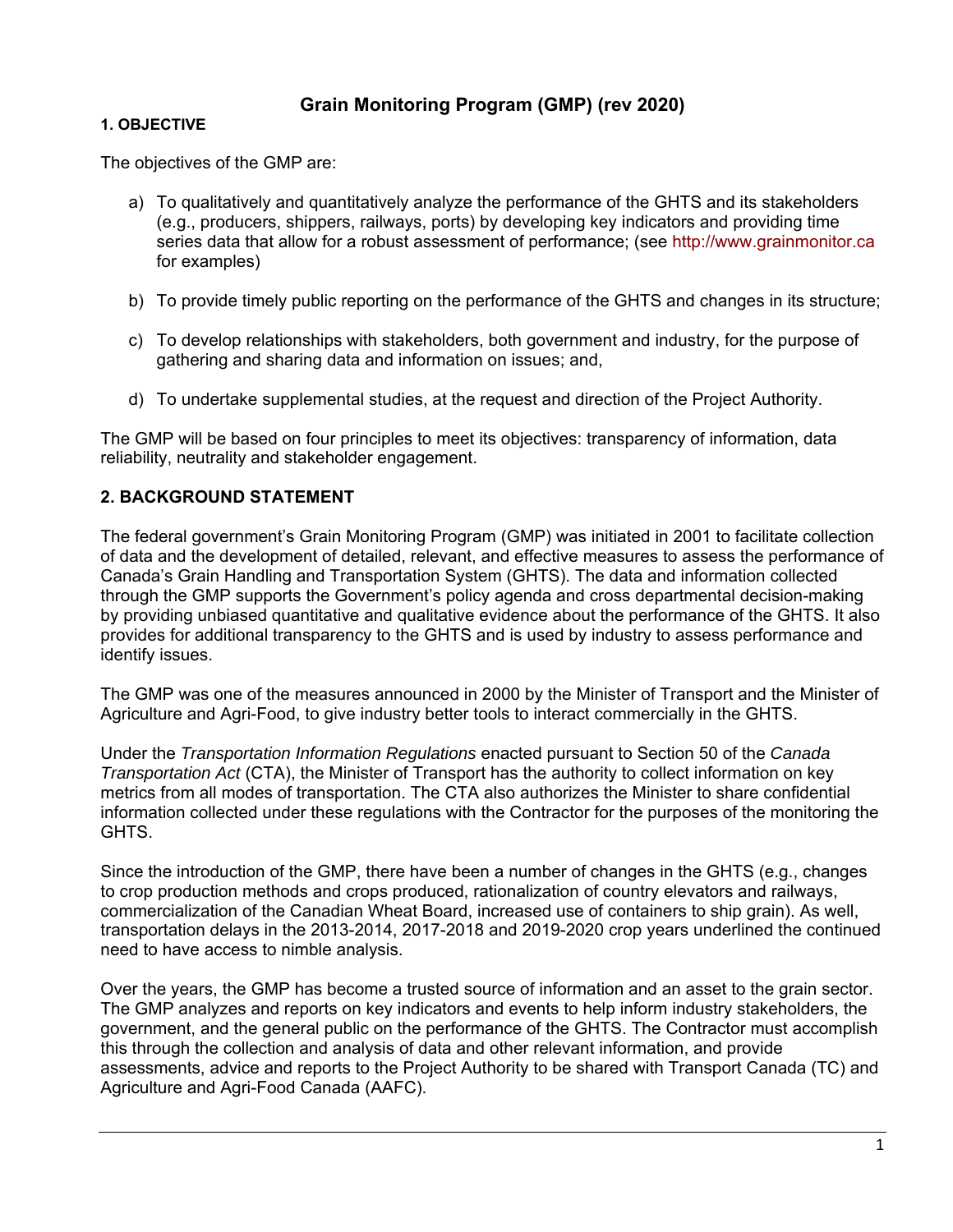# Grain Monitoring Program (GMP) (rev 2020)

## 1. OBJECTIVE

The objectives of the GMP are:

a) To qualitatively and quantitatively analyze the performance of the GHTS and its stakeholders (e.g., producers, shippers, railways, ports) by developing key indicators and providing time series data that allow for a robust assessment of performance; (see http://www.grainmonitor.ca for examples)

b) To provide timely public reporting on the performance of the GHTS and changes in its structure;

c) To develop relationships with stakeholders, both government and industry, for the purpose of gathering and sharing data and information on issues; and,

d) To undertake supplemental studies, at the request and direction of the Project Authority.

The GMP will be based on four principles to meet its objectives: transparency of information, data reliability, neutrality and stakeholder engagement.

## 2. BACKGROUND STATEMENT

The federal government's Grain Monitoring Program (GMP) was initiated in 2001 to facilitate collection of data and the development of detailed, relevant, and effective measures to assess the performance of Canada's Grain Handling and Transportation System (GHTS). The data and information collected through the GMP supports the Government's policy agenda and cross departmental decision-making by providing unbiased quantitative and qualitative evidence about the performance of the GHTS. It also provides for additional transparency to the GHTS and is used by industry to assess performance and identify issues.

The GMP was one of the measures announced in 2000 by the Minister of Transport and the Minister of Agriculture and Agri-Food, to give industry better tools to interact commercially in the GHTS.

Under the *Transportation Information Regulations* enacted pursuant to Section 50 of the *Canada Transportation Act* (CTA), the Minister of Transport has the authority to collect information on key metrics from all modes of transportation. The CTA also authorizes the Minister to share confidential information collected under these regulations with the Contractor for the purposes of the monitoring the GHTS.

Since the introduction of the GMP, there have been a number of changes in the GHTS (e.g., changes to crop production methods and crops produced, rationalization of country elevators and railways, commercialization of the Canadian Wheat Board, increased use of containers to ship grain). As well, transportation delays in the 2013-2014, 2017-2018 and 2019-2020 crop years underlined the continued need to have access to nimble analysis.

Over the years, the GMP has become a trusted source of information and an asset to the grain sector. The GMP analyzes and reports on key indicators and events to help inform industry stakeholders, the government, and the general public on the performance of the GHTS. The Contractor must accomplish this through the collection and analysis of data and other relevant information, and provide assessments, advice and reports to the Project Authority to be shared with Transport Canada (TC) and Agriculture and Agri-Food Canada (AAFC).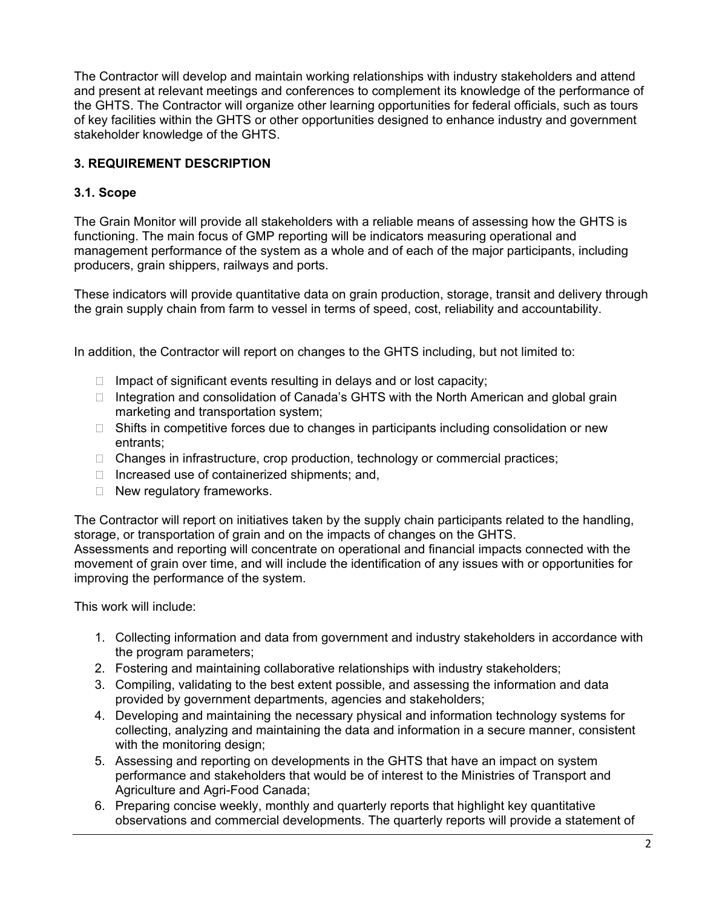The Contractor will develop and maintain working relationships with industry stakeholders and attend and present at relevant meetings and conferences to complement its knowledge of the performance of the GHTS. The Contractor will organize other learning opportunities for federal officials, such as tours of key facilities within the GHTS or other opportunities designed to enhance industry and government stakeholder knowledge of the GHTS.

## 3. REQUIREMENT DESCRIPTION

### 3.1. Scope

The Grain Monitor will provide all stakeholders with a reliable means of assessing how the GHTS is functioning. The main focus of GMP reporting will be indicators measuring operational and management performance of the system as a whole and of each of the major participants, including producers, grain shippers, railways and ports.

These indicators will provide quantitative data on grain production, storage, transit and delivery through the grain supply chain from farm to vessel in terms of speed, cost, reliability and accountability.

In addition, the Contractor will report on changes to the GHTS including, but not limited to:

- Impact of significant events resulting in delays and or lost capacity;
- Integration and consolidation of Canada's GHTS with the North American and global grain marketing and transportation system;
- Shifts in competitive forces due to changes in participants including consolidation or new entrants;
- Changes in infrastructure, crop production, technology or commercial practices;
- Increased use of containerized shipments; and,
- New regulatory frameworks.

The Contractor will report on initiatives taken by the supply chain participants related to the handling, storage, or transportation of grain and on the impacts of changes on the GHTS.
Assessments and reporting will concentrate on operational and financial impacts connected with the movement of grain over time, and will include the identification of any issues with or opportunities for improving the performance of the system.

This work will include:

1. Collecting information and data from government and industry stakeholders in accordance with the program parameters;
2. Fostering and maintaining collaborative relationships with industry stakeholders;
3. Compiling, validating to the best extent possible, and assessing the information and data provided by government departments, agencies and stakeholders;
4. Developing and maintaining the necessary physical and information technology systems for collecting, analyzing and maintaining the data and information in a secure manner, consistent with the monitoring design;
5. Assessing and reporting on developments in the GHTS that have an impact on system performance and stakeholders that would be of interest to the Ministries of Transport and Agriculture and Agri-Food Canada;
6. Preparing concise weekly, monthly and quarterly reports that highlight key quantitative observations and commercial developments. The quarterly reports will provide a statement of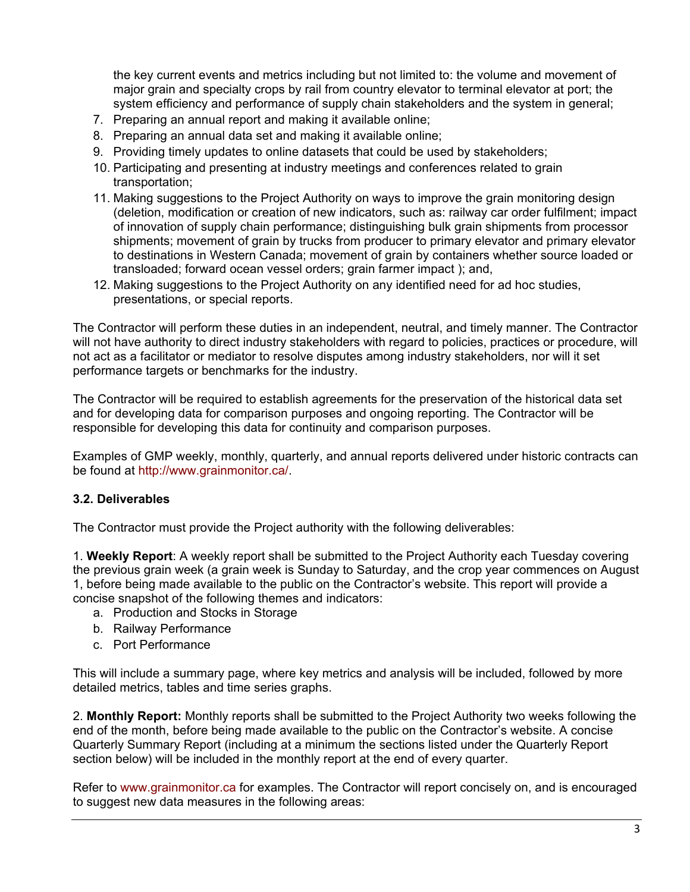the key current events and metrics including but not limited to: the volume and movement of major grain and specialty crops by rail from country elevator to terminal elevator at port; the system efficiency and performance of supply chain stakeholders and the system in general;

7. Preparing an annual report and making it available online;
8. Preparing an annual data set and making it available online;
9. Providing timely updates to online datasets that could be used by stakeholders;
10. Participating and presenting at industry meetings and conferences related to grain transportation;
11. Making suggestions to the Project Authority on ways to improve the grain monitoring design (deletion, modification or creation of new indicators, such as: railway car order fulfilment; impact of innovation of supply chain performance; distinguishing bulk grain shipments from processor shipments; movement of grain by trucks from producer to primary elevator and primary elevator to destinations in Western Canada; movement of grain by containers whether source loaded or transloaded; forward ocean vessel orders; grain farmer impact ); and,
12. Making suggestions to the Project Authority on any identified need for ad hoc studies, presentations, or special reports.

The Contractor will perform these duties in an independent, neutral, and timely manner. The Contractor will not have authority to direct industry stakeholders with regard to policies, practices or procedure, will not act as a facilitator or mediator to resolve disputes among industry stakeholders, nor will it set performance targets or benchmarks for the industry.

The Contractor will be required to establish agreements for the preservation of the historical data set and for developing data for comparison purposes and ongoing reporting. The Contractor will be responsible for developing this data for continuity and comparison purposes.

Examples of GMP weekly, monthly, quarterly, and annual reports delivered under historic contracts can be found at http://www.grainmonitor.ca/.

### 3.2. Deliverables

The Contractor must provide the Project authority with the following deliverables:

1. **Weekly Report**: A weekly report shall be submitted to the Project Authority each Tuesday covering the previous grain week (a grain week is Sunday to Saturday, and the crop year commences on August 1, before being made available to the public on the Contractor's website. This report will provide a concise snapshot of the following themes and indicators:
   a. Production and Stocks in Storage
   b. Railway Performance
   c. Port Performance

This will include a summary page, where key metrics and analysis will be included, followed by more detailed metrics, tables and time series graphs.

2. **Monthly Report:** Monthly reports shall be submitted to the Project Authority two weeks following the end of the month, before being made available to the public on the Contractor's website. A concise Quarterly Summary Report (including at a minimum the sections listed under the Quarterly Report section below) will be included in the monthly report at the end of every quarter.

Refer to www.grainmonitor.ca for examples. The Contractor will report concisely on, and is encouraged to suggest new data measures in the following areas: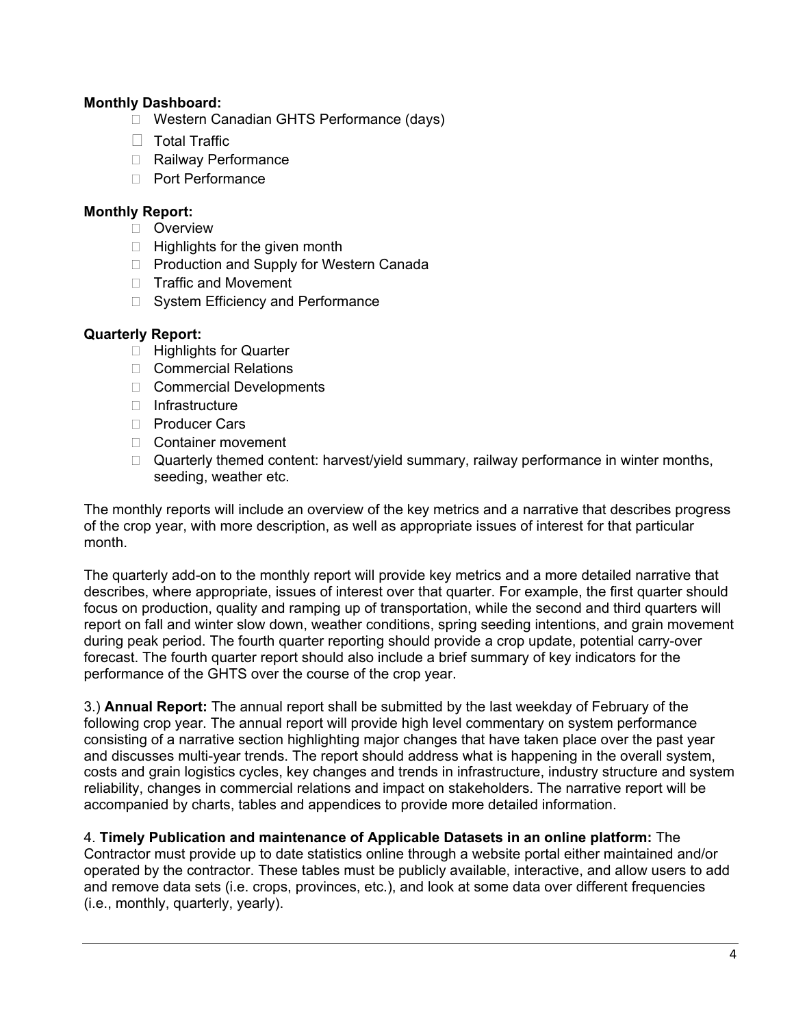**Monthly Dashboard:**

- Western Canadian GHTS Performance (days)
- Total Traffic
- Railway Performance
- Port Performance

**Monthly Report:**

- Overview
- Highlights for the given month
- Production and Supply for Western Canada
- Traffic and Movement
- System Efficiency and Performance

**Quarterly Report:**

- Highlights for Quarter
- Commercial Relations
- Commercial Developments
- Infrastructure
- Producer Cars
- Container movement
- Quarterly themed content: harvest/yield summary, railway performance in winter months, seeding, weather etc.

The monthly reports will include an overview of the key metrics and a narrative that describes progress of the crop year, with more description, as well as appropriate issues of interest for that particular month.

The quarterly add-on to the monthly report will provide key metrics and a more detailed narrative that describes, where appropriate, issues of interest over that quarter. For example, the first quarter should focus on production, quality and ramping up of transportation, while the second and third quarters will report on fall and winter slow down, weather conditions, spring seeding intentions, and grain movement during peak period. The fourth quarter reporting should provide a crop update, potential carry-over forecast. The fourth quarter report should also include a brief summary of key indicators for the performance of the GHTS over the course of the crop year.

3.) **Annual Report:** The annual report shall be submitted by the last weekday of February of the following crop year. The annual report will provide high level commentary on system performance consisting of a narrative section highlighting major changes that have taken place over the past year and discusses multi-year trends. The report should address what is happening in the overall system, costs and grain logistics cycles, key changes and trends in infrastructure, industry structure and system reliability, changes in commercial relations and impact on stakeholders. The narrative report will be accompanied by charts, tables and appendices to provide more detailed information.

4. **Timely Publication and maintenance of Applicable Datasets in an online platform:** The Contractor must provide up to date statistics online through a website portal either maintained and/or operated by the contractor. These tables must be publicly available, interactive, and allow users to add and remove data sets (i.e. crops, provinces, etc.), and look at some data over different frequencies (i.e., monthly, quarterly, yearly).